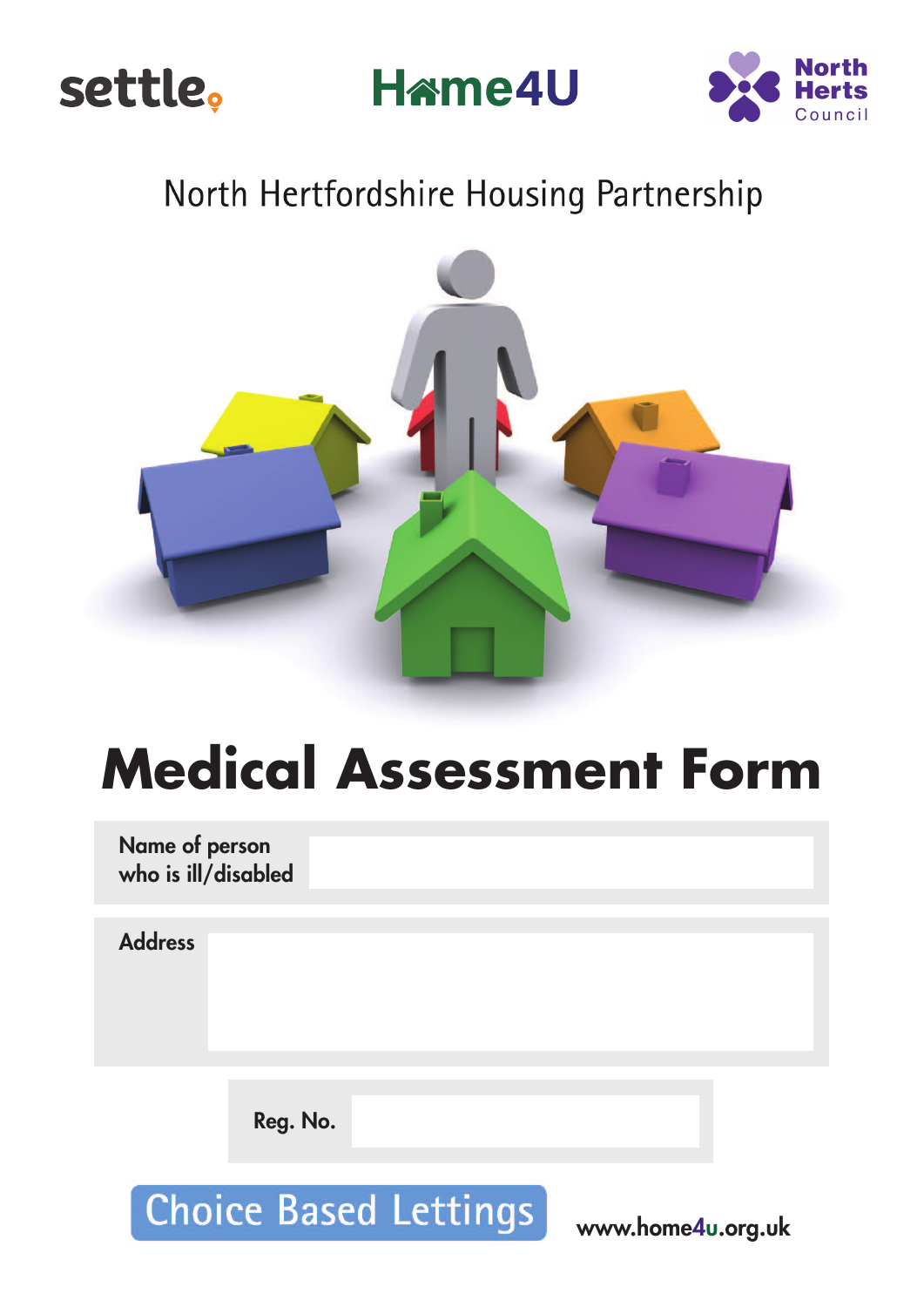settle Home4U North Herts Council

North Hertfordshire Housing Partnership

# Medical Assessment Form

| | |
|---|---|
| Name of person who is ill/disabled | |
| Address | |
| Reg. No. | |

Choice Based Lettings

www.home4u.org.uk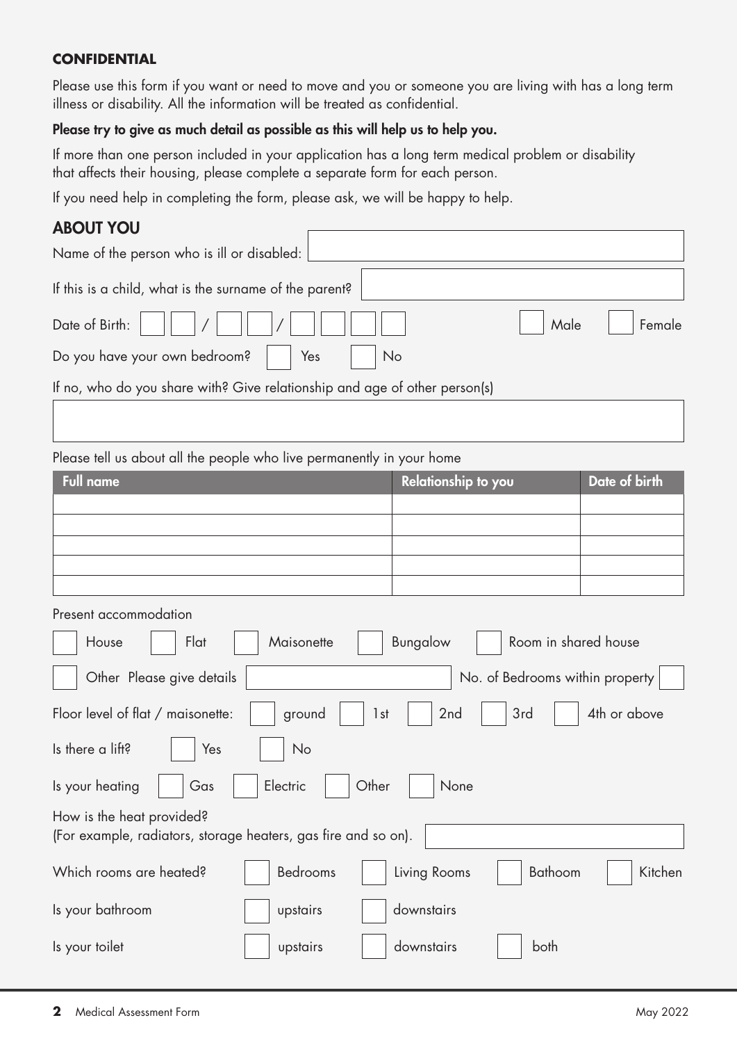**CONFIDENTIAL**

Please use this form if you want or need to move and you or someone you are living with has a long term illness or disability. All the information will be treated as confidential.

**Please try to give as much detail as possible as this will help us to help you.**

If more than one person included in your application has a long term medical problem or disability that affects their housing, please complete a separate form for each person.

If you need help in completing the form, please ask, we will be happy to help.

## ABOUT YOU

Name of the person who is ill or disabled: ______

If this is a child, what is the surname of the parent? ______

Date of Birth: ☐☐ / ☐☐ / ☐☐☐☐ ☐ Male ☐ Female

Do you have your own bedroom? ☐ Yes ☐ No

If no, who do you share with? Give relationship and age of other person(s)

______

Please tell us about all the people who live permanently in your home

| Full name | Relationship to you | Date of birth |
|---|---|---|
| | | |
| | | |
| | | |
| | | |
| | | |

Present accommodation

☐ House ☐ Flat ☐ Maisonette ☐ Bungalow ☐ Room in shared house

☐ Other Please give details ______ No. of Bedrooms within property ☐

Floor level of flat / maisonette: ☐ ground ☐ 1st ☐ 2nd ☐ 3rd ☐ 4th or above

Is there a lift? ☐ Yes ☐ No

Is your heating ☐ Gas ☐ Electric ☐ Other ☐ None

How is the heat provided?
(For example, radiators, storage heaters, gas fire and so on). ______

Which rooms are heated? ☐ Bedrooms ☐ Living Rooms ☐ Bathoom ☐ Kitchen

Is your bathroom ☐ upstairs ☐ downstairs

Is your toilet ☐ upstairs ☐ downstairs ☐ both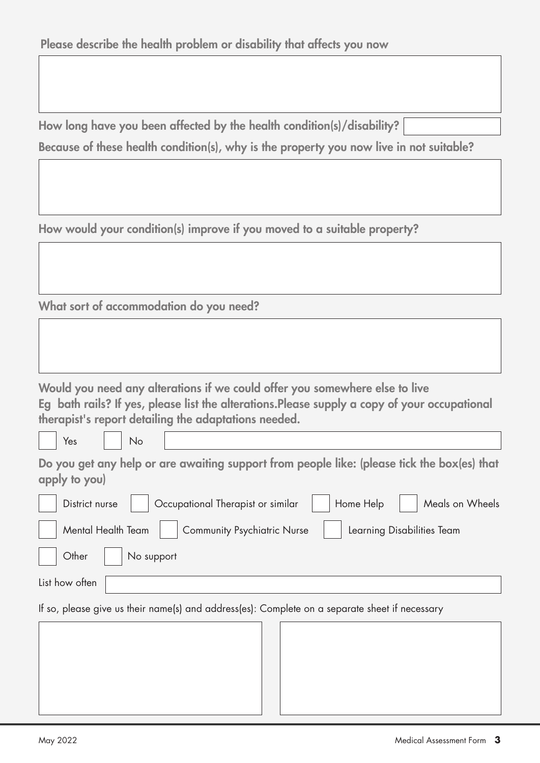**Please describe the health problem or disability that affects you now**

&nbsp;

**How long have you been affected by the health condition(s)/disability?**

**Because of these health condition(s), why is the property you now live in not suitable?**

&nbsp;

**How would your condition(s) improve if you moved to a suitable property?**

&nbsp;

**What sort of accommodation do you need?**

&nbsp;

**Would you need any alterations if we could offer you somewhere else to live Eg bath rails? If yes, please list the alterations.Please supply a copy of your occupational therapist's report detailing the adaptations needed.**

☐ Yes ☐ No

**Do you get any help or are awaiting support from people like: (please tick the box(es) that apply to you)**

☐ District nurse ☐ Occupational Therapist or similar ☐ Home Help ☐ Meals on Wheels

☐ Mental Health Team ☐ Community Psychiatric Nurse ☐ Learning Disabilities Team

☐ Other ☐ No support

List how often

If so, please give us their name(s) and address(es): Complete on a separate sheet if necessary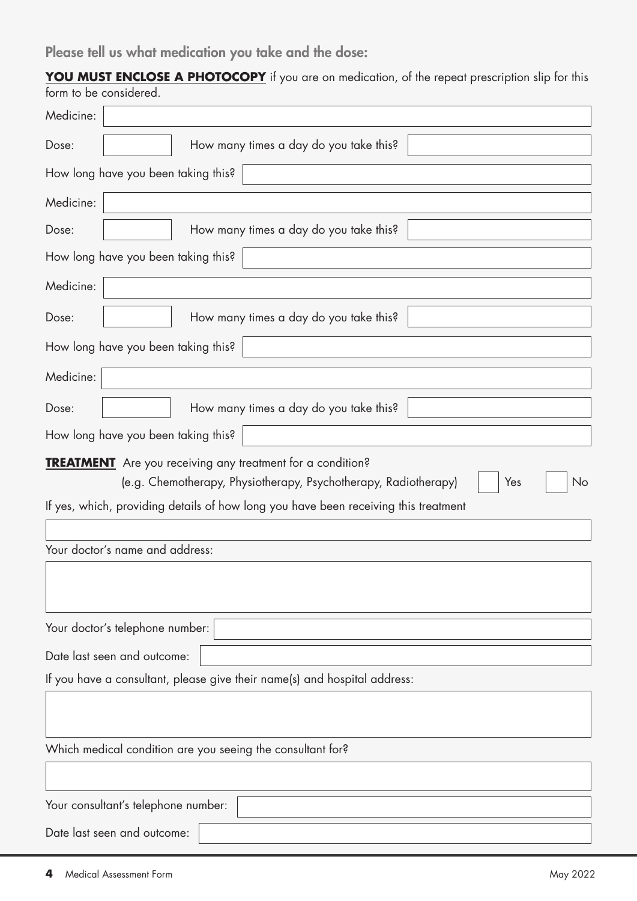**Please tell us what medication you take and the dose:**

**YOU MUST ENCLOSE A PHOTOCOPY** if you are on medication, of the repeat prescription slip for this form to be considered.

Medicine:

Dose: How many times a day do you take this?

How long have you been taking this?

Medicine:

Dose: How many times a day do you take this?

How long have you been taking this?

Medicine:

Dose: How many times a day do you take this?

How long have you been taking this?

Medicine:

Dose: How many times a day do you take this?

How long have you been taking this?

**TREATMENT** Are you receiving any treatment for a condition?
(e.g. Chemotherapy, Physiotherapy, Psychotherapy, Radiotherapy) ☐ Yes ☐ No

If yes, which, providing details of how long you have been receiving this treatment

Your doctor's name and address:

Your doctor's telephone number:

Date last seen and outcome:

If you have a consultant, please give their name(s) and hospital address:

Which medical condition are you seeing the consultant for?

Your consultant's telephone number:

Date last seen and outcome: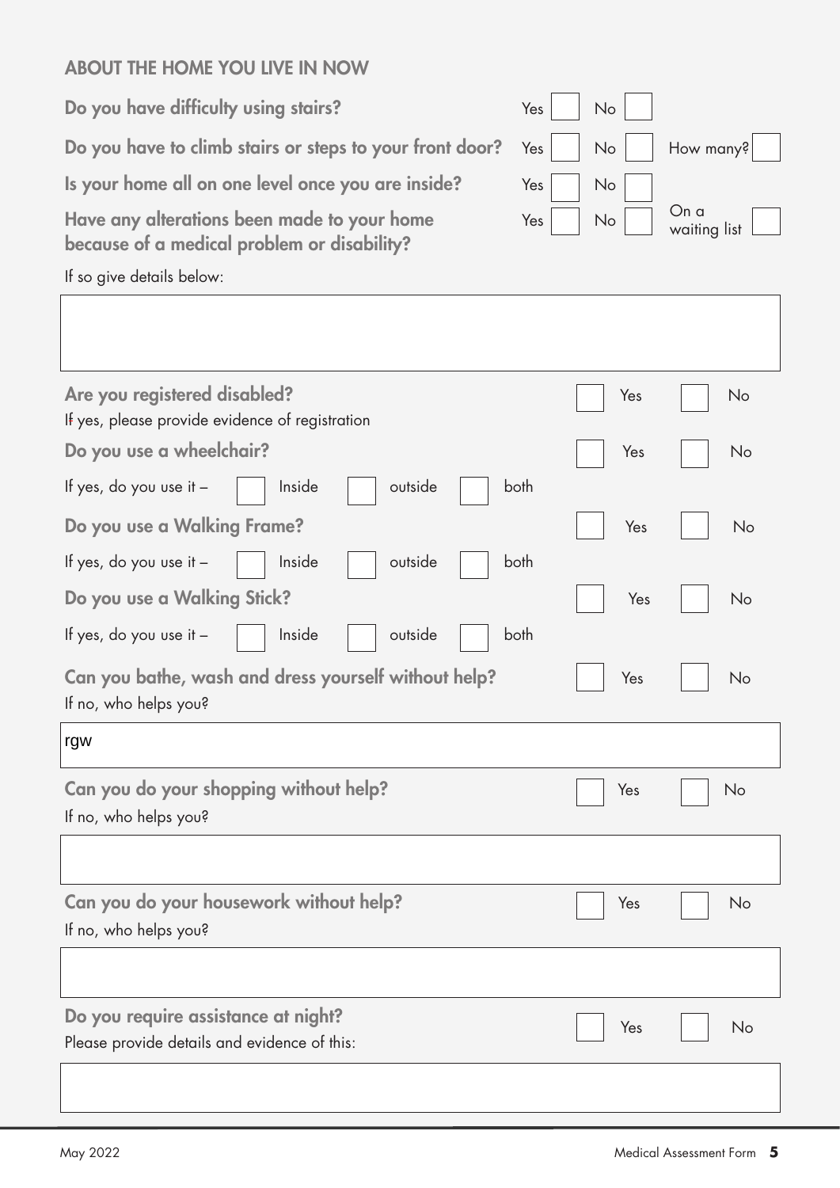## ABOUT THE HOME YOU LIVE IN NOW

**Do you have difficulty using stairs?** Yes ☐ No ☐

**Do you have to climb stairs or steps to your front door?** Yes ☐ No ☐ How many? ☐

**Is your home all on one level once you are inside?** Yes ☐ No ☐

**Have any alterations been made to your home because of a medical problem or disability?** Yes ☐ No ☐ On a waiting list ☐

If so give details below:

&nbsp;

**Are you registered disabled?** ☐ Yes ☐ No

If yes, please provide evidence of registration

**Do you use a wheelchair?** ☐ Yes ☐ No

If yes, do you use it – ☐ Inside ☐ outside ☐ both

**Do you use a Walking Frame?** ☐ Yes ☐ No

If yes, do you use it – ☐ Inside ☐ outside ☐ both

**Do you use a Walking Stick?** ☐ Yes ☐ No

If yes, do you use it – ☐ Inside ☐ outside ☐ both

**Can you bathe, wash and dress yourself without help?** ☐ Yes ☐ No

If no, who helps you?

rgw

**Can you do your shopping without help?** ☐ Yes ☐ No

If no, who helps you?

&nbsp;

**Can you do your housework without help?** ☐ Yes ☐ No

If no, who helps you?

&nbsp;

**Do you require assistance at night?** ☐ Yes ☐ No

Please provide details and evidence of this:

&nbsp;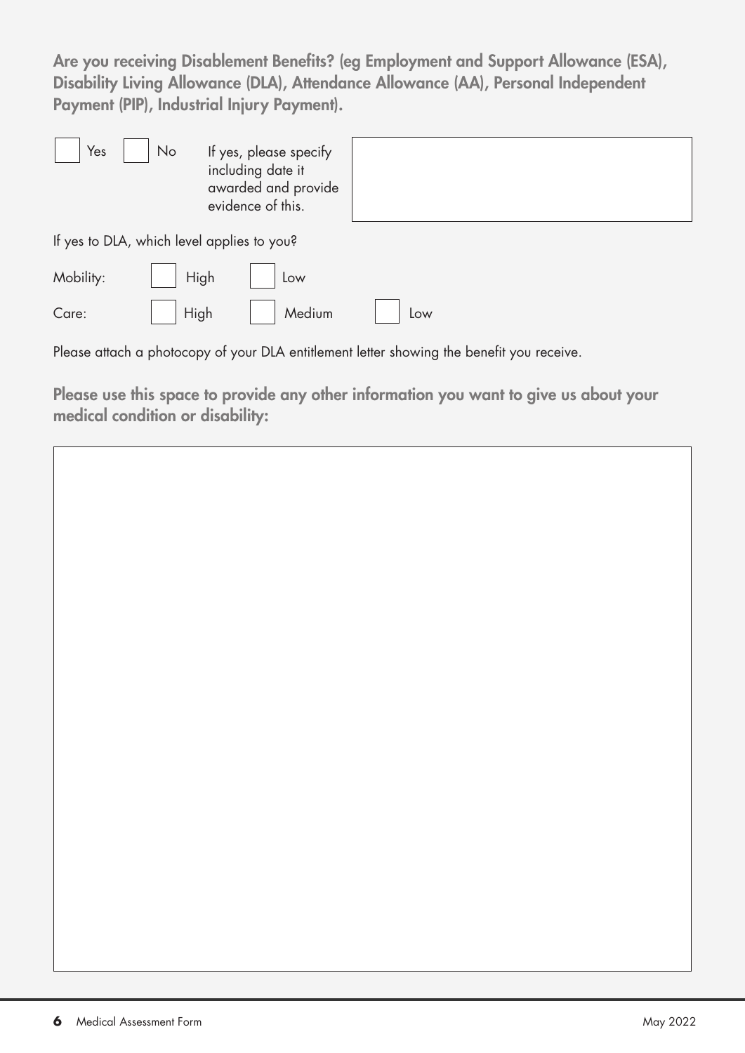**Are you receiving Disablement Benefits? (eg Employment and Support Allowance (ESA), Disability Living Allowance (DLA), Attendance Allowance (AA), Personal Independent Payment (PIP), Industrial Injury Payment).**

☐ Yes ☐ No If yes, please specify including date it awarded and provide evidence of this.

If yes to DLA, which level applies to you?

Mobility: ☐ High ☐ Low

Care: ☐ High ☐ Medium ☐ Low

Please attach a photocopy of your DLA entitlement letter showing the benefit you receive.

**Please use this space to provide any other information you want to give us about your medical condition or disability:**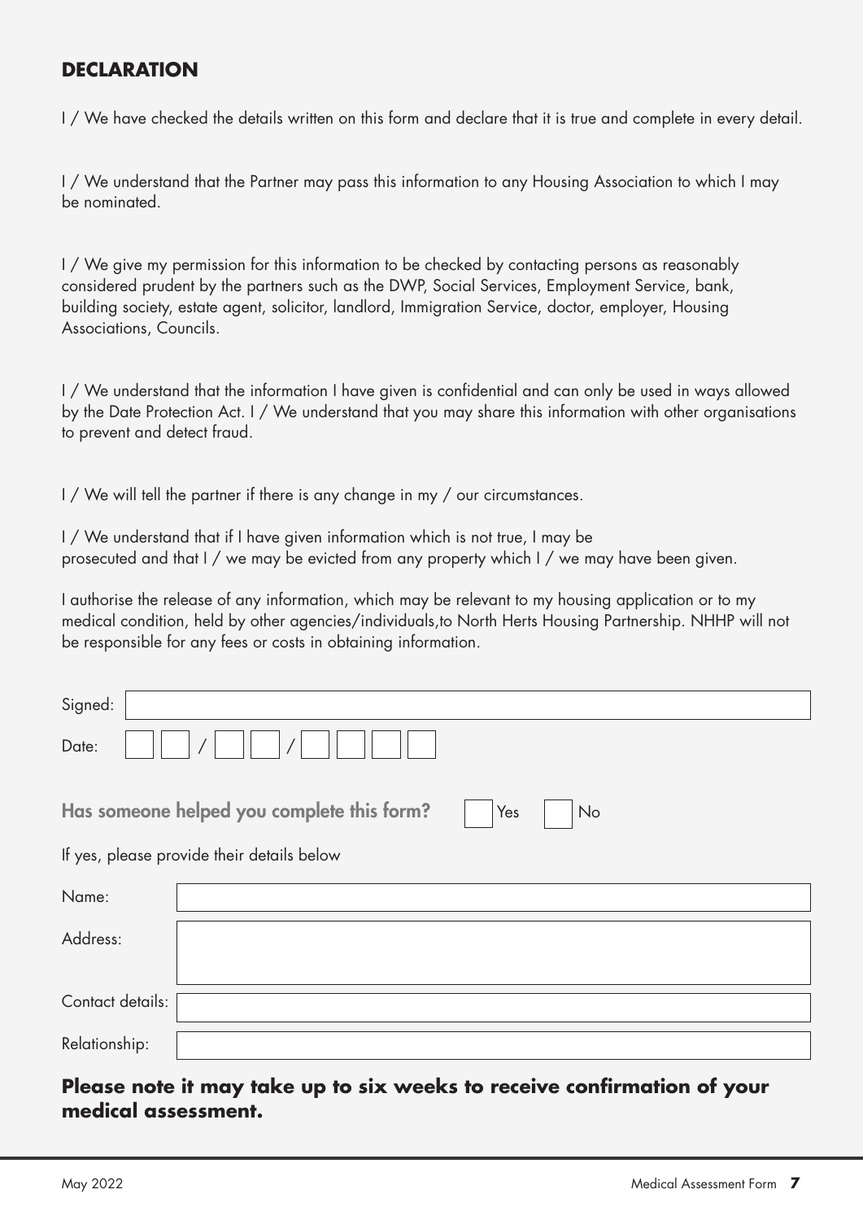## DECLARATION

I / We have checked the details written on this form and declare that it is true and complete in every detail.

I / We understand that the Partner may pass this information to any Housing Association to which I may be nominated.

I / We give my permission for this information to be checked by contacting persons as reasonably considered prudent by the partners such as the DWP, Social Services, Employment Service, bank, building society, estate agent, solicitor, landlord, Immigration Service, doctor, employer, Housing Associations, Councils.

I / We understand that the information I have given is confidential and can only be used in ways allowed by the Date Protection Act. I / We understand that you may share this information with other organisations to prevent and detect fraud.

I / We will tell the partner if there is any change in my / our circumstances.

I / We understand that if I have given information which is not true, I may be prosecuted and that I / we may be evicted from any property which I / we may have been given.

I authorise the release of any information, which may be relevant to my housing application or to my medical condition, held by other agencies/individuals,to North Herts Housing Partnership. NHHP will not be responsible for any fees or costs in obtaining information.

Signed: ______________________

Date: __ __ / __ __ / __ __ __ __

**Has someone helped you complete this form?** ☐ Yes ☐ No

If yes, please provide their details below

Name: ______________________

Address: ______________________

Contact details: ______________________

Relationship: ______________________

**Please note it may take up to six weeks to receive confirmation of your medical assessment.**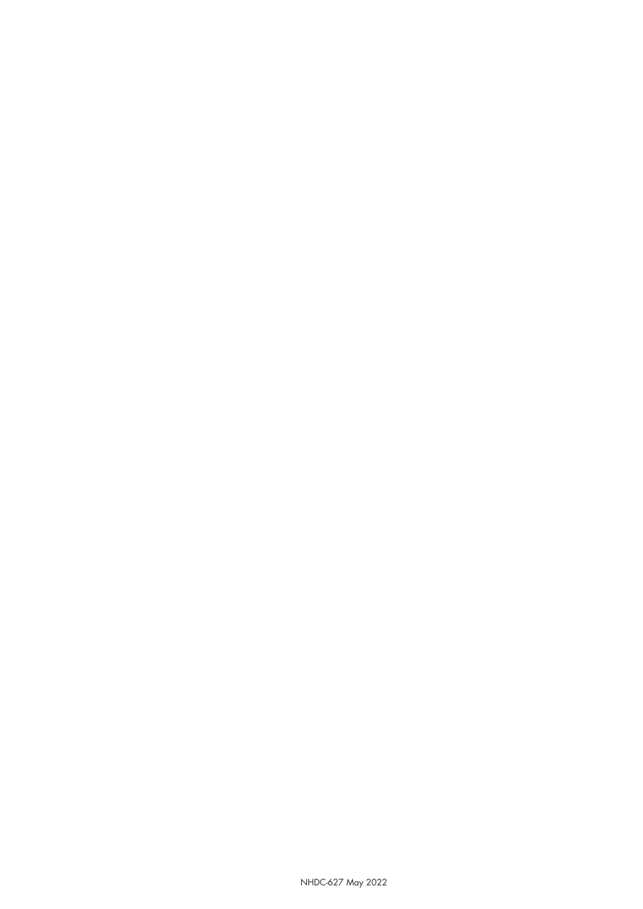NHDC-627 May 2022